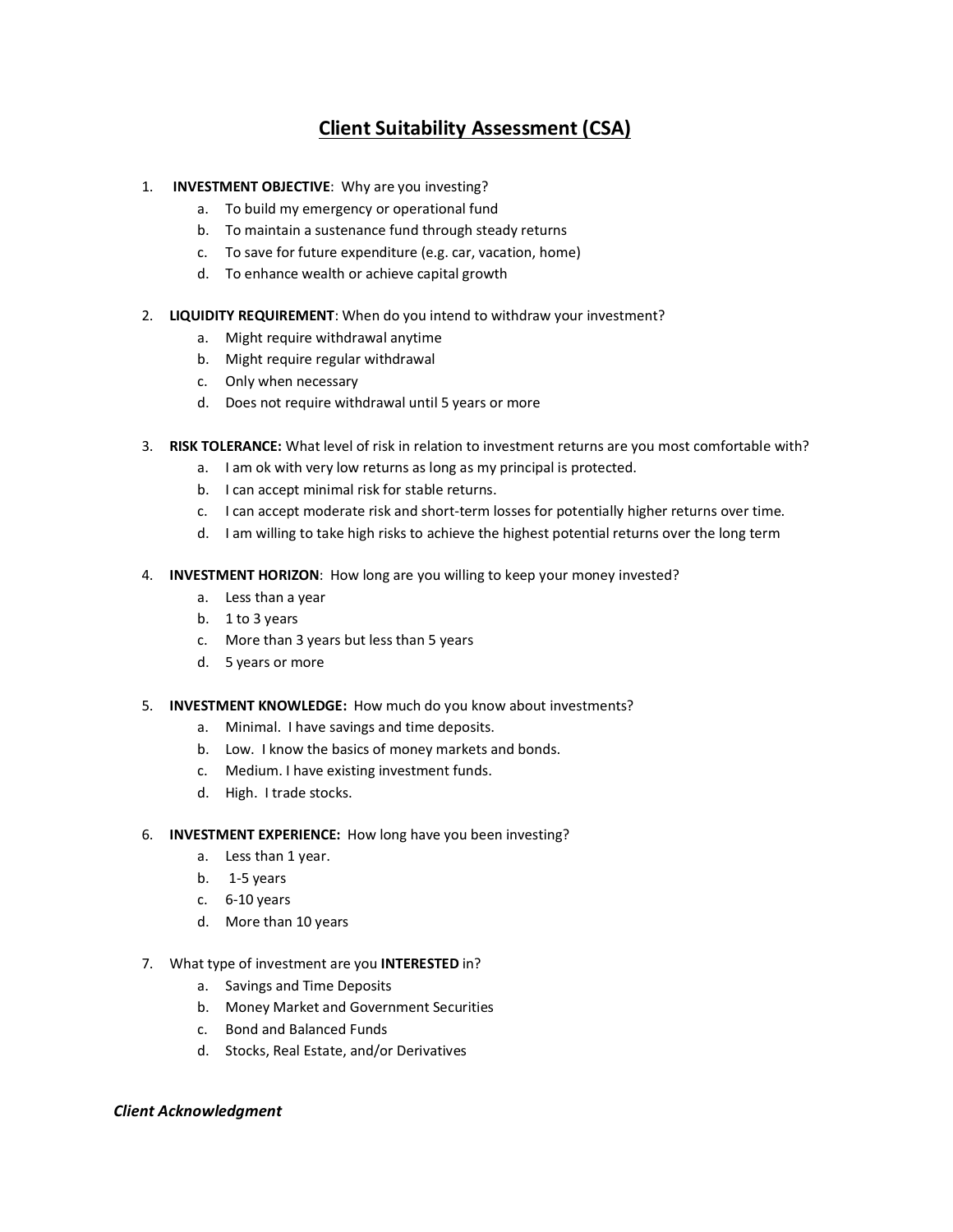# Client Suitability Assessment (CSA)

1. **INVESTMENT OBJECTIVE**: Why are you investing?
   a. To build my emergency or operational fund
   b. To maintain a sustenance fund through steady returns
   c. To save for future expenditure (e.g. car, vacation, home)
   d. To enhance wealth or achieve capital growth

2. **LIQUIDITY REQUIREMENT**: When do you intend to withdraw your investment?
   a. Might require withdrawal anytime
   b. Might require regular withdrawal
   c. Only when necessary
   d. Does not require withdrawal until 5 years or more

3. **RISK TOLERANCE:** What level of risk in relation to investment returns are you most comfortable with?
   a. I am ok with very low returns as long as my principal is protected.
   b. I can accept minimal risk for stable returns.
   c. I can accept moderate risk and short-term losses for potentially higher returns over time.
   d. I am willing to take high risks to achieve the highest potential returns over the long term

4. **INVESTMENT HORIZON**: How long are you willing to keep your money invested?
   a. Less than a year
   b. 1 to 3 years
   c. More than 3 years but less than 5 years
   d. 5 years or more

5. **INVESTMENT KNOWLEDGE:** How much do you know about investments?
   a. Minimal. I have savings and time deposits.
   b. Low. I know the basics of money markets and bonds.
   c. Medium. I have existing investment funds.
   d. High. I trade stocks.

6. **INVESTMENT EXPERIENCE:** How long have you been investing?
   a. Less than 1 year.
   b. 1-5 years
   c. 6-10 years
   d. More than 10 years

7. What type of investment are you **INTERESTED** in?
   a. Savings and Time Deposits
   b. Money Market and Government Securities
   c. Bond and Balanced Funds
   d. Stocks, Real Estate, and/or Derivatives

***Client Acknowledgment***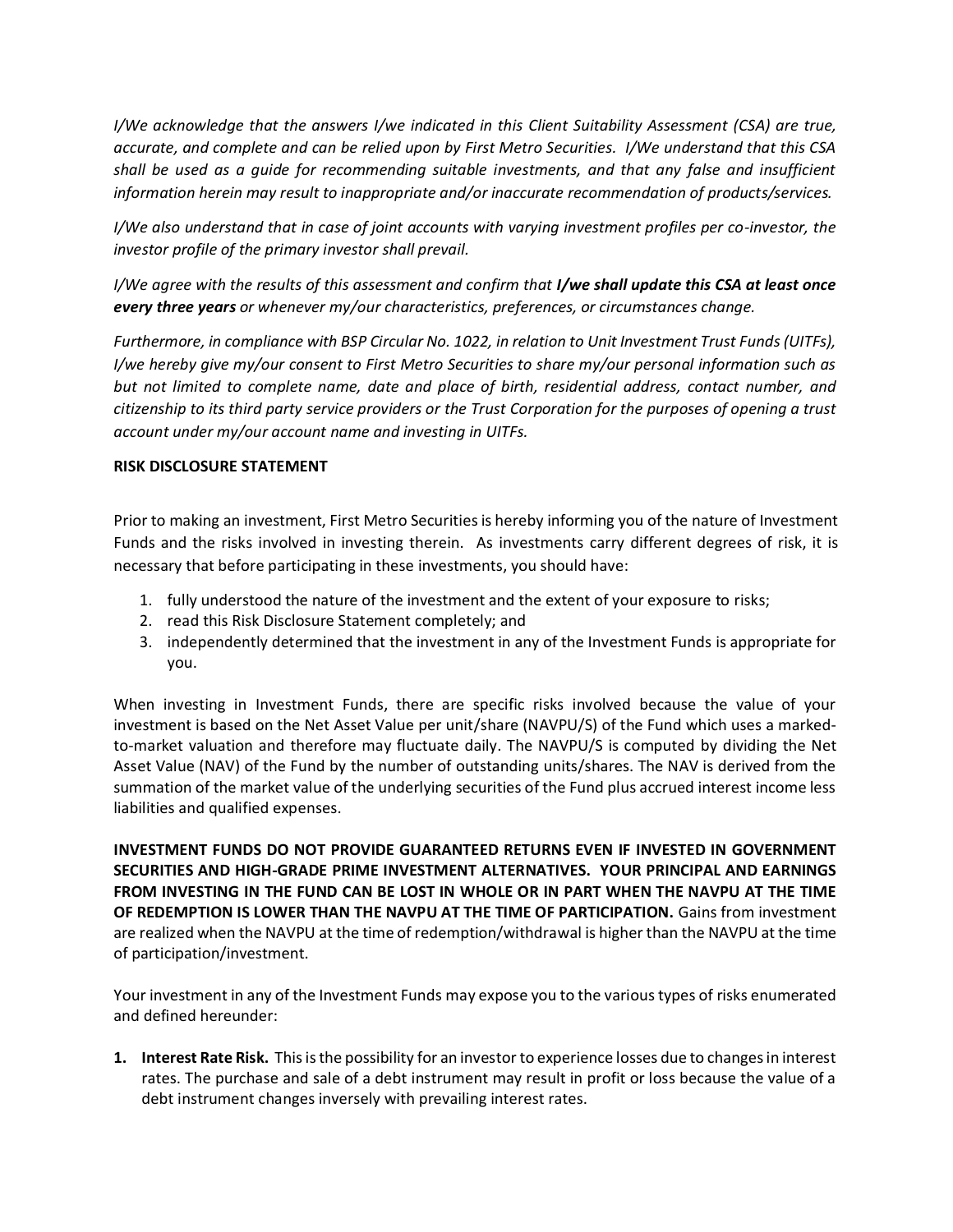*I/We acknowledge that the answers I/we indicated in this Client Suitability Assessment (CSA) are true, accurate, and complete and can be relied upon by First Metro Securities. I/We understand that this CSA shall be used as a guide for recommending suitable investments, and that any false and insufficient information herein may result to inappropriate and/or inaccurate recommendation of products/services.*

*I/We also understand that in case of joint accounts with varying investment profiles per co-investor, the investor profile of the primary investor shall prevail.*

*I/We agree with the results of this assessment and confirm that* ***I/we shall update this CSA at least once every three years*** *or whenever my/our characteristics, preferences, or circumstances change.*

*Furthermore, in compliance with BSP Circular No. 1022, in relation to Unit Investment Trust Funds (UITFs), I/we hereby give my/our consent to First Metro Securities to share my/our personal information such as but not limited to complete name, date and place of birth, residential address, contact number, and citizenship to its third party service providers or the Trust Corporation for the purposes of opening a trust account under my/our account name and investing in UITFs.*

**RISK DISCLOSURE STATEMENT**

Prior to making an investment, First Metro Securities is hereby informing you of the nature of Investment Funds and the risks involved in investing therein. As investments carry different degrees of risk, it is necessary that before participating in these investments, you should have:

1. fully understood the nature of the investment and the extent of your exposure to risks;
2. read this Risk Disclosure Statement completely; and
3. independently determined that the investment in any of the Investment Funds is appropriate for you.

When investing in Investment Funds, there are specific risks involved because the value of your investment is based on the Net Asset Value per unit/share (NAVPU/S) of the Fund which uses a marked-to-market valuation and therefore may fluctuate daily. The NAVPU/S is computed by dividing the Net Asset Value (NAV) of the Fund by the number of outstanding units/shares. The NAV is derived from the summation of the market value of the underlying securities of the Fund plus accrued interest income less liabilities and qualified expenses.

**INVESTMENT FUNDS DO NOT PROVIDE GUARANTEED RETURNS EVEN IF INVESTED IN GOVERNMENT SECURITIES AND HIGH-GRADE PRIME INVESTMENT ALTERNATIVES. YOUR PRINCIPAL AND EARNINGS FROM INVESTING IN THE FUND CAN BE LOST IN WHOLE OR IN PART WHEN THE NAVPU AT THE TIME OF REDEMPTION IS LOWER THAN THE NAVPU AT THE TIME OF PARTICIPATION.** Gains from investment are realized when the NAVPU at the time of redemption/withdrawal is higher than the NAVPU at the time of participation/investment.

Your investment in any of the Investment Funds may expose you to the various types of risks enumerated and defined hereunder:

1. **Interest Rate Risk.** This is the possibility for an investor to experience losses due to changes in interest rates. The purchase and sale of a debt instrument may result in profit or loss because the value of a debt instrument changes inversely with prevailing interest rates.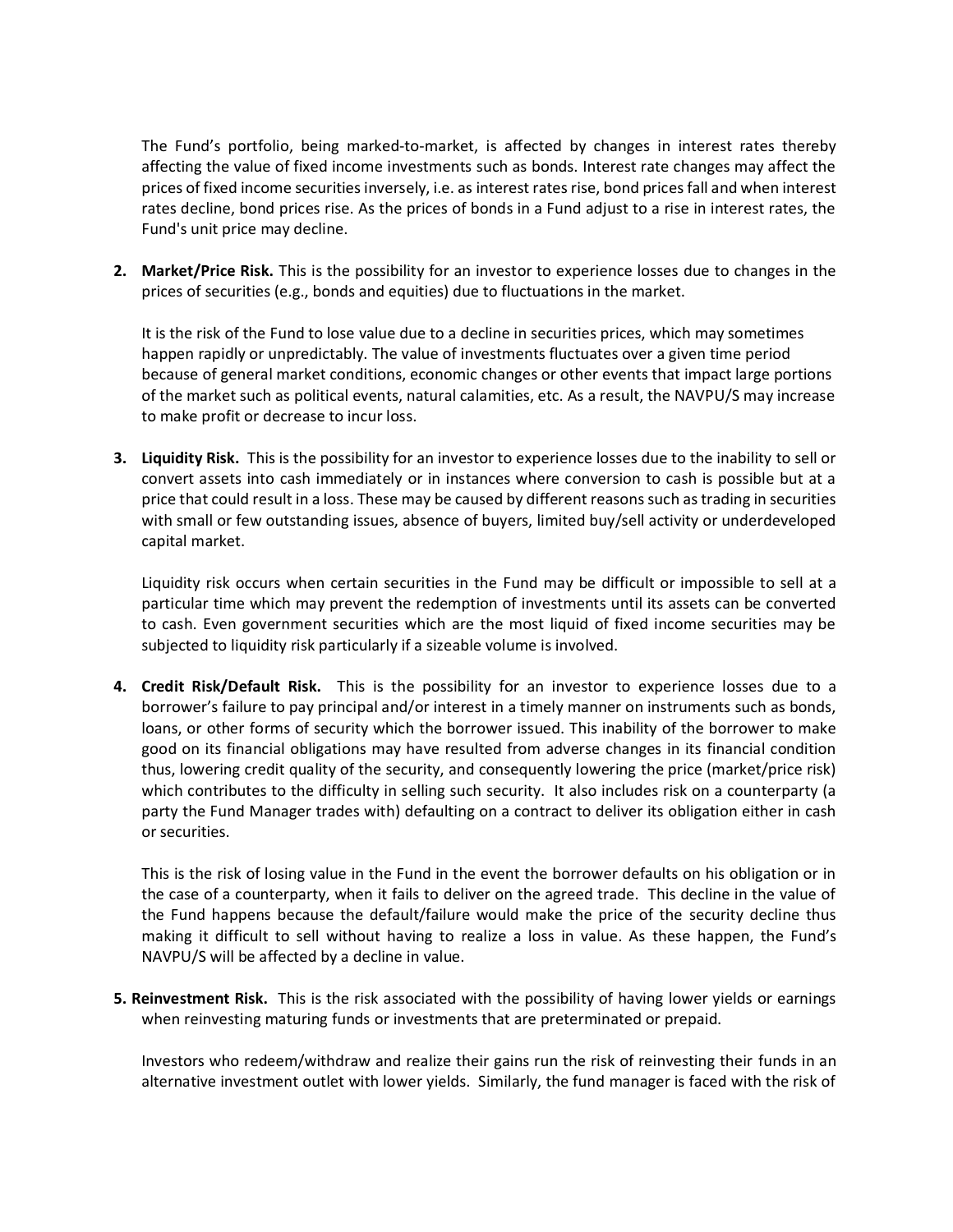The Fund's portfolio, being marked-to-market, is affected by changes in interest rates thereby affecting the value of fixed income investments such as bonds. Interest rate changes may affect the prices of fixed income securities inversely, i.e. as interest rates rise, bond prices fall and when interest rates decline, bond prices rise. As the prices of bonds in a Fund adjust to a rise in interest rates, the Fund's unit price may decline.

2. **Market/Price Risk.** This is the possibility for an investor to experience losses due to changes in the prices of securities (e.g., bonds and equities) due to fluctuations in the market.

   It is the risk of the Fund to lose value due to a decline in securities prices, which may sometimes happen rapidly or unpredictably. The value of investments fluctuates over a given time period because of general market conditions, economic changes or other events that impact large portions of the market such as political events, natural calamities, etc. As a result, the NAVPU/S may increase to make profit or decrease to incur loss.

3. **Liquidity Risk.** This is the possibility for an investor to experience losses due to the inability to sell or convert assets into cash immediately or in instances where conversion to cash is possible but at a price that could result in a loss. These may be caused by different reasons such as trading in securities with small or few outstanding issues, absence of buyers, limited buy/sell activity or underdeveloped capital market.

   Liquidity risk occurs when certain securities in the Fund may be difficult or impossible to sell at a particular time which may prevent the redemption of investments until its assets can be converted to cash. Even government securities which are the most liquid of fixed income securities may be subjected to liquidity risk particularly if a sizeable volume is involved.

4. **Credit Risk/Default Risk.** This is the possibility for an investor to experience losses due to a borrower's failure to pay principal and/or interest in a timely manner on instruments such as bonds, loans, or other forms of security which the borrower issued. This inability of the borrower to make good on its financial obligations may have resulted from adverse changes in its financial condition thus, lowering credit quality of the security, and consequently lowering the price (market/price risk) which contributes to the difficulty in selling such security. It also includes risk on a counterparty (a party the Fund Manager trades with) defaulting on a contract to deliver its obligation either in cash or securities.

   This is the risk of losing value in the Fund in the event the borrower defaults on his obligation or in the case of a counterparty, when it fails to deliver on the agreed trade. This decline in the value of the Fund happens because the default/failure would make the price of the security decline thus making it difficult to sell without having to realize a loss in value. As these happen, the Fund's NAVPU/S will be affected by a decline in value.

5. **Reinvestment Risk.** This is the risk associated with the possibility of having lower yields or earnings when reinvesting maturing funds or investments that are preterminated or prepaid.

   Investors who redeem/withdraw and realize their gains run the risk of reinvesting their funds in an alternative investment outlet with lower yields. Similarly, the fund manager is faced with the risk of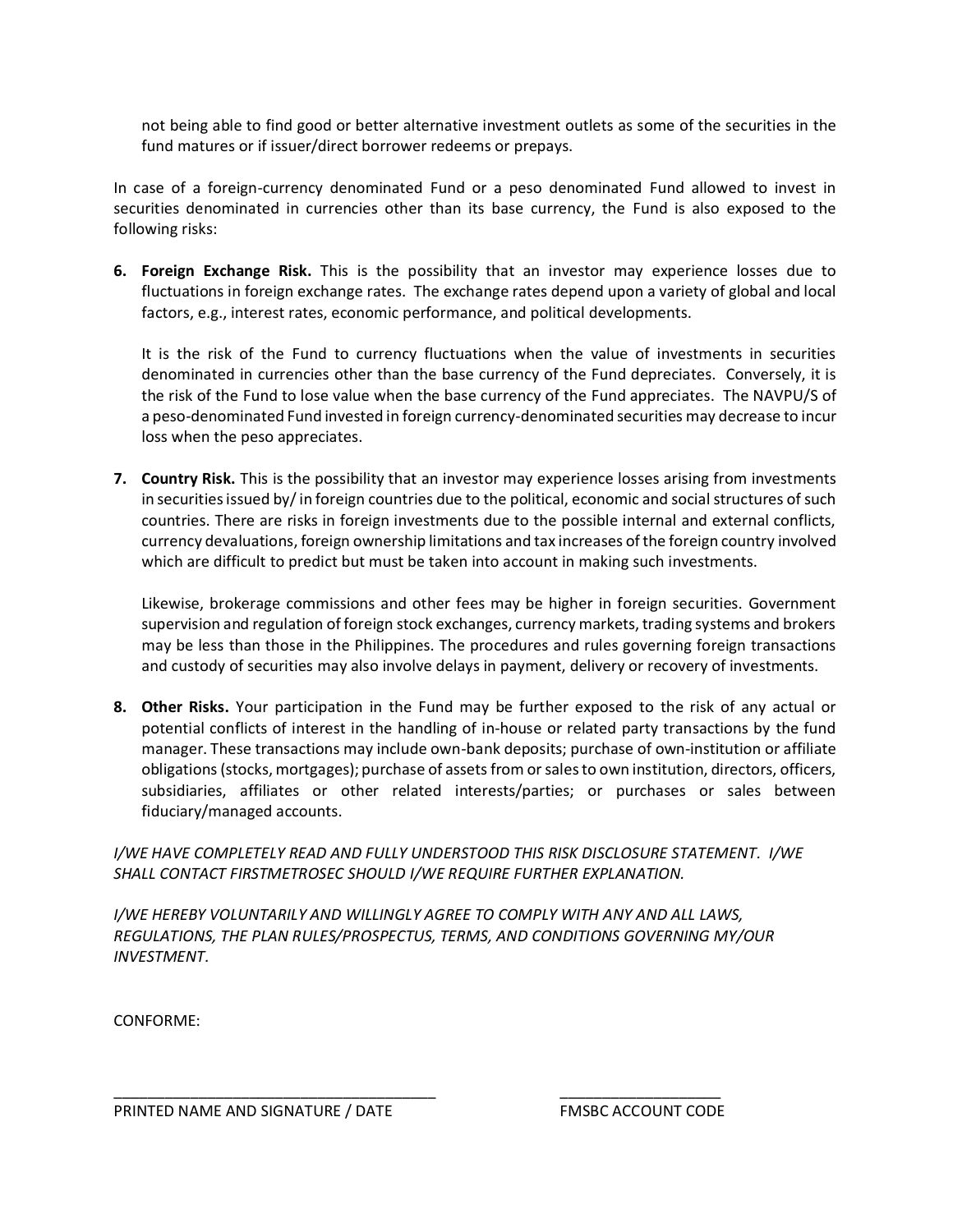not being able to find good or better alternative investment outlets as some of the securities in the fund matures or if issuer/direct borrower redeems or prepays.

In case of a foreign-currency denominated Fund or a peso denominated Fund allowed to invest in securities denominated in currencies other than its base currency, the Fund is also exposed to the following risks:

6. **Foreign Exchange Risk.** This is the possibility that an investor may experience losses due to fluctuations in foreign exchange rates. The exchange rates depend upon a variety of global and local factors, e.g., interest rates, economic performance, and political developments.

   It is the risk of the Fund to currency fluctuations when the value of investments in securities denominated in currencies other than the base currency of the Fund depreciates. Conversely, it is the risk of the Fund to lose value when the base currency of the Fund appreciates. The NAVPU/S of a peso-denominated Fund invested in foreign currency-denominated securities may decrease to incur loss when the peso appreciates.

7. **Country Risk.** This is the possibility that an investor may experience losses arising from investments in securities issued by/ in foreign countries due to the political, economic and social structures of such countries. There are risks in foreign investments due to the possible internal and external conflicts, currency devaluations, foreign ownership limitations and tax increases of the foreign country involved which are difficult to predict but must be taken into account in making such investments.

   Likewise, brokerage commissions and other fees may be higher in foreign securities. Government supervision and regulation of foreign stock exchanges, currency markets, trading systems and brokers may be less than those in the Philippines. The procedures and rules governing foreign transactions and custody of securities may also involve delays in payment, delivery or recovery of investments.

8. **Other Risks.** Your participation in the Fund may be further exposed to the risk of any actual or potential conflicts of interest in the handling of in-house or related party transactions by the fund manager. These transactions may include own-bank deposits; purchase of own-institution or affiliate obligations (stocks, mortgages); purchase of assets from or sales to own institution, directors, officers, subsidiaries, affiliates or other related interests/parties; or purchases or sales between fiduciary/managed accounts.

*I/WE HAVE COMPLETELY READ AND FULLY UNDERSTOOD THIS RISK DISCLOSURE STATEMENT. I/WE SHALL CONTACT FIRSTMETROSEC SHOULD I/WE REQUIRE FURTHER EXPLANATION.*

*I/WE HEREBY VOLUNTARILY AND WILLINGLY AGREE TO COMPLY WITH ANY AND ALL LAWS, REGULATIONS, THE PLAN RULES/PROSPECTUS, TERMS, AND CONDITIONS GOVERNING MY/OUR INVESTMENT.*

CONFORME:

\_\_\_\_\_\_\_\_\_\_\_\_\_\_\_\_\_\_\_\_\_\_\_\_\_\_\_\_\_\_\_\_\_\_\_\_\_\_\_\_ &nbsp;&nbsp;&nbsp;&nbsp; \_\_\_\_\_\_\_\_\_\_\_\_\_\_\_\_\_\_\_\_

PRINTED NAME AND SIGNATURE / DATE &nbsp;&nbsp;&nbsp;&nbsp; FMSBC ACCOUNT CODE